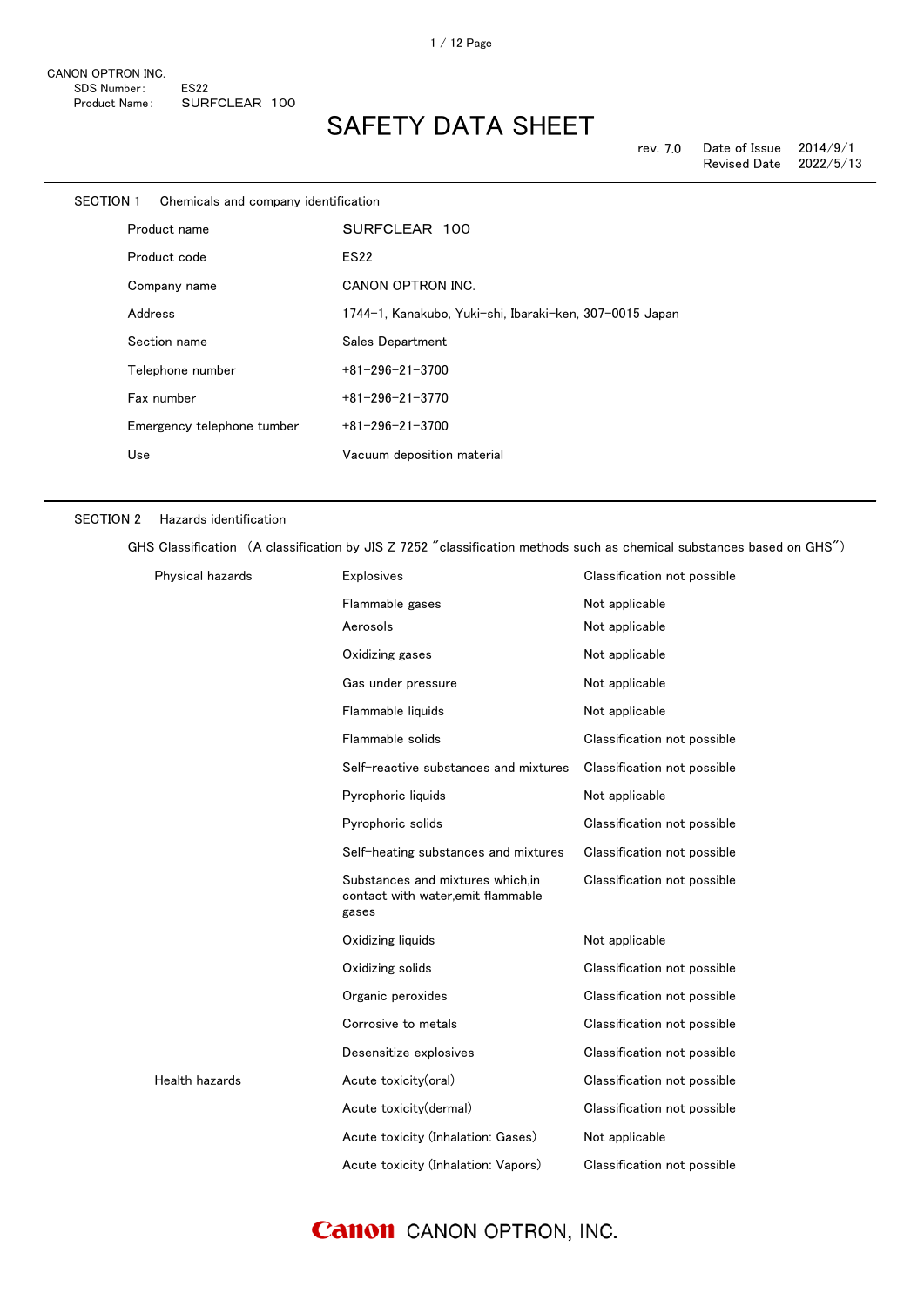CANON OPTRON INC.
SDS Number: ES22
Product Name: SURFCLEAR 100

# SAFETY DATA SHEET

rev. 7.0　Date of Issue 2014/9/1
Revised Date 2022/5/13

## SECTION 1　Chemicals and company identification

| | |
|---|---|
| Product name | SURFCLEAR 100 |
| Product code | ES22 |
| Company name | CANON OPTRON INC. |
| Address | 1744-1, Kanakubo, Yuki-shi, Ibaraki-ken, 307-0015 Japan |
| Section name | Sales Department |
| Telephone number | +81-296-21-3700 |
| Fax number | +81-296-21-3770 |
| Emergency telephone tumber | +81-296-21-3700 |
| Use | Vacuum deposition material |

## SECTION 2　Hazards identification

GHS Classification （A classification by JIS Z 7252 "classification methods such as chemical substances based on GHS"）

| | | |
|---|---|---|
| Physical hazards | Explosives | Classification not possible |
| | Flammable gases | Not applicable |
| | Aerosols | Not applicable |
| | Oxidizing gases | Not applicable |
| | Gas under pressure | Not applicable |
| | Flammable liquids | Not applicable |
| | Flammable solids | Classification not possible |
| | Self-reactive substances and mixtures | Classification not possible |
| | Pyrophoric liquids | Not applicable |
| | Pyrophoric solids | Classification not possible |
| | Self-heating substances and mixtures | Classification not possible |
| | Substances and mixtures which,in contact with water,emit flammable gases | Classification not possible |
| | Oxidizing liquids | Not applicable |
| | Oxidizing solids | Classification not possible |
| | Organic peroxides | Classification not possible |
| | Corrosive to metals | Classification not possible |
| | Desensitize explosives | Classification not possible |
| Health hazards | Acute toxicity(oral) | Classification not possible |
| | Acute toxicity(dermal) | Classification not possible |
| | Acute toxicity (Inhalation: Gases) | Not applicable |
| | Acute toxicity (Inhalation: Vapors) | Classification not possible |

CANON OPTRON, INC.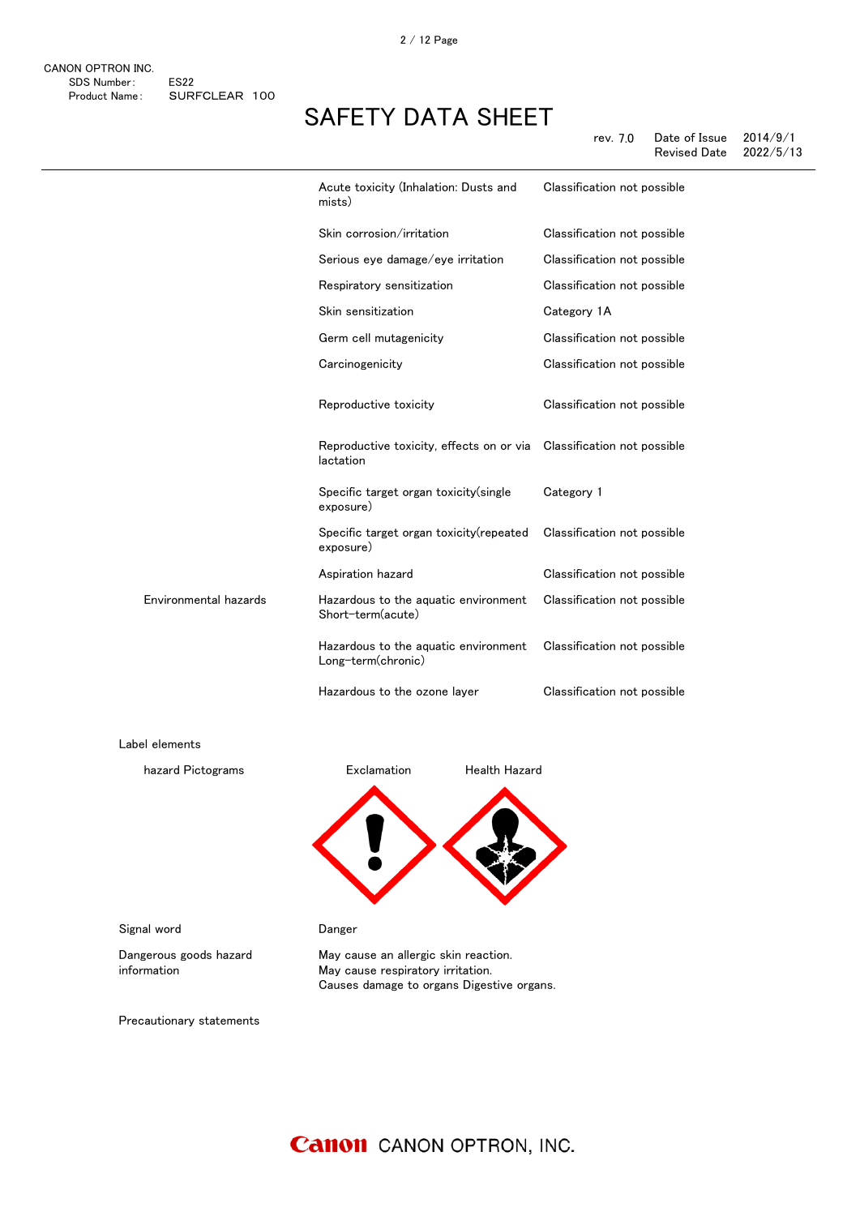| | | |
|---|---|---|
| | Acute toxicity (Inhalation: Dusts and mists) | Classification not possible |
| | Skin corrosion/irritation | Classification not possible |
| | Serious eye damage/eye irritation | Classification not possible |
| | Respiratory sensitization | Classification not possible |
| | Skin sensitization | Category 1A |
| | Germ cell mutagenicity | Classification not possible |
| | Carcinogenicity | Classification not possible |
| | Reproductive toxicity | Classification not possible |
| | Reproductive toxicity, effects on or via lactation | Classification not possible |
| | Specific target organ toxicity(single exposure) | Category 1 |
| | Specific target organ toxicity(repeated exposure) | Classification not possible |
| | Aspiration hazard | Classification not possible |
| Environmental hazards | Hazardous to the aquatic environment Short-term(acute) | Classification not possible |
| | Hazardous to the aquatic environment Long-term(chronic) | Classification not possible |
| | Hazardous to the ozone layer | Classification not possible |

Label elements

hazard Pictograms: Exclamation, Health Hazard

Signal word: Danger

Dangerous goods hazard information:
May cause an allergic skin reaction.
May cause respiratory irritation.
Causes damage to organs Digestive organs.

Precautionary statements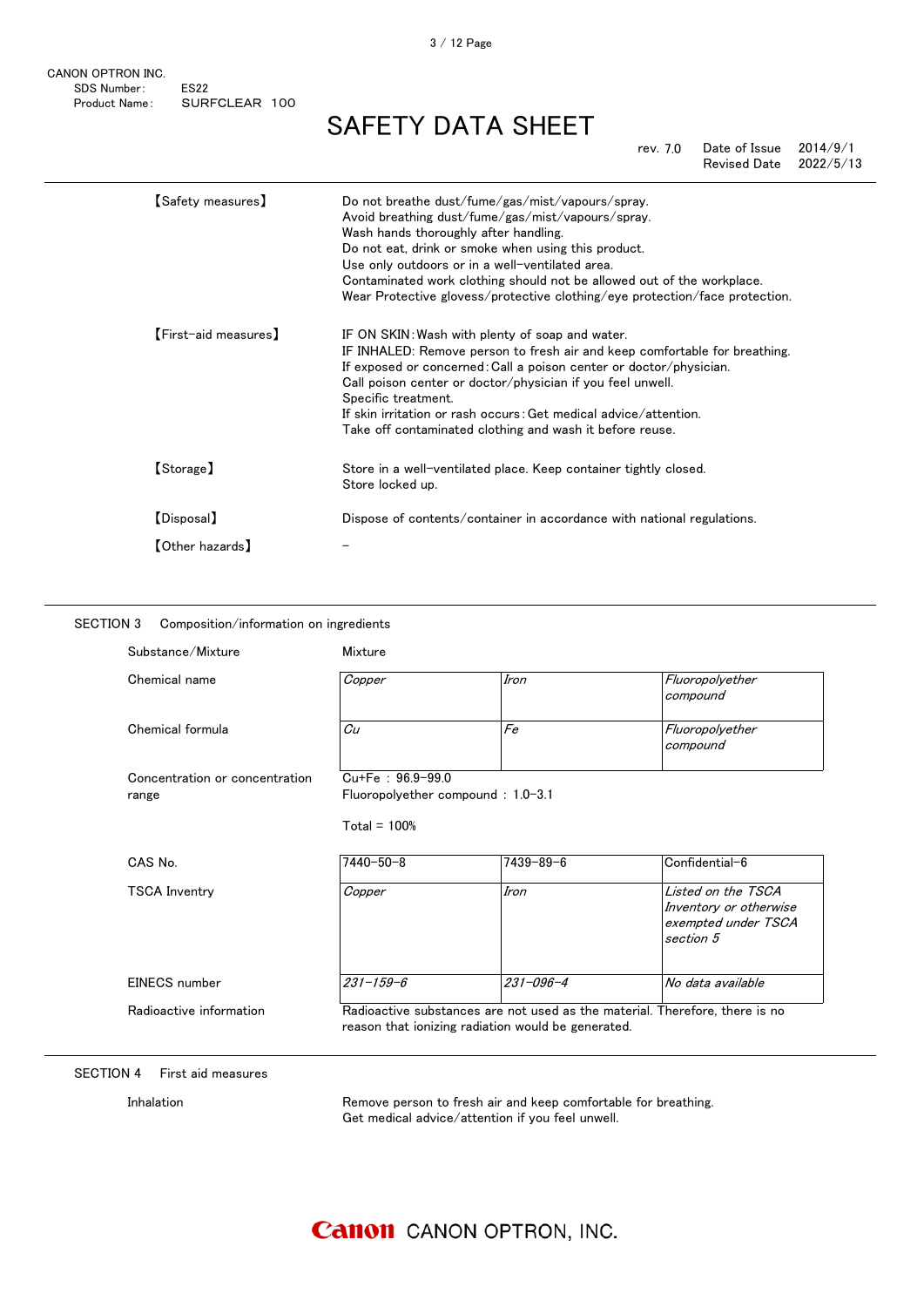【Safety measures】

Do not breathe dust/fume/gas/mist/vapours/spray.
Avoid breathing dust/fume/gas/mist/vapours/spray.
Wash hands thoroughly after handling.
Do not eat, drink or smoke when using this product.
Use only outdoors or in a well-ventilated area.
Contaminated work clothing should not be allowed out of the workplace.
Wear Protective glovess/protective clothing/eye protection/face protection.

【First-aid measures】

IF ON SKIN:Wash with plenty of soap and water.
IF INHALED: Remove person to fresh air and keep comfortable for breathing.
If exposed or concerned:Call a poison center or doctor/physician.
Call poison center or doctor/physician if you feel unwell.
Specific treatment.
If skin irritation or rash occurs:Get medical advice/attention.
Take off contaminated clothing and wash it before reuse.

【Storage】

Store in a well-ventilated place. Keep container tightly closed.
Store locked up.

【Disposal】

Dispose of contents/container in accordance with national regulations.

【Other hazards】

－

## SECTION 3 Composition/information on ingredients

Substance/Mixture: Mixture

| | | | |
|---|---|---|---|
| Chemical name | *Copper* | *Iron* | *Fluoropolyether compound* |
| Chemical formula | *Cu* | *Fe* | *Fluoropolyether compound* |

Concentration or concentration range:
Cu+Fe : 96.9-99.0
Fluoropolyether compound : 1.0-3.1

Total = 100%

| | | | |
|---|---|---|---|
| CAS No. | 7440-50-8 | 7439-89-6 | Confidential-6 |
| TSCA Inventry | *Copper* | *Iron* | *Listed on the TSCA Inventory or otherwise exempted under TSCA section 5* |
| EINECS number | *231-159-6* | *231-096-4* | *No data available* |

Radioactive information: Radioactive substances are not used as the material. Therefore, there is no reason that ionizing radiation would be generated.

## SECTION 4 First aid measures

Inhalation: Remove person to fresh air and keep comfortable for breathing.
Get medical advice/attention if you feel unwell.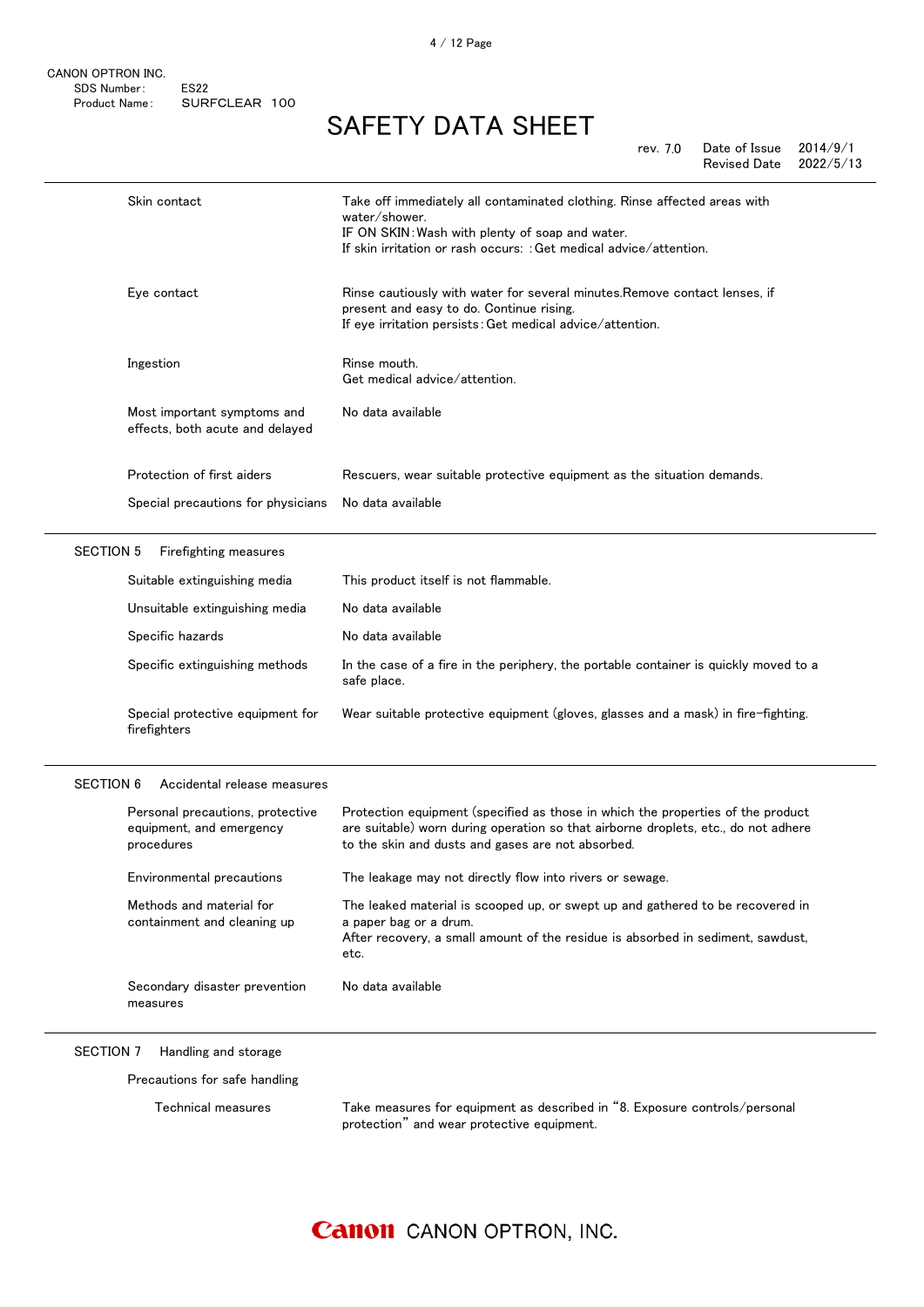| | |
|---|---|
| Skin contact | Take off immediately all contaminated clothing. Rinse affected areas with water/shower.<br>IF ON SKIN:Wash with plenty of soap and water.<br>If skin irritation or rash occurs: :Get medical advice/attention. |
| Eye contact | Rinse cautiously with water for several minutes.Remove contact lenses, if present and easy to do. Continue rising.<br>If eye irritation persists:Get medical advice/attention. |
| Ingestion | Rinse mouth.<br>Get medical advice/attention. |
| Most important symptoms and effects, both acute and delayed | No data available |
| Protection of first aiders | Rescuers, wear suitable protective equipment as the situation demands. |
| Special precautions for physicians | No data available |

## SECTION 5 Firefighting measures

| | |
|---|---|
| Suitable extinguishing media | This product itself is not flammable. |
| Unsuitable extinguishing media | No data available |
| Specific hazards | No data available |
| Specific extinguishing methods | In the case of a fire in the periphery, the portable container is quickly moved to a safe place. |
| Special protective equipment for firefighters | Wear suitable protective equipment (gloves, glasses and a mask) in fire-fighting. |

## SECTION 6 Accidental release measures

| | |
|---|---|
| Personal precautions, protective equipment, and emergency procedures | Protection equipment (specified as those in which the properties of the product are suitable) worn during operation so that airborne droplets, etc., do not adhere to the skin and dusts and gases are not absorbed. |
| Environmental precautions | The leakage may not directly flow into rivers or sewage. |
| Methods and material for containment and cleaning up | The leaked material is scooped up, or swept up and gathered to be recovered in a paper bag or a drum.<br>After recovery, a small amount of the residue is absorbed in sediment, sawdust, etc. |
| Secondary disaster prevention measures | No data available |

## SECTION 7 Handling and storage

Precautions for safe handling

| | |
|---|---|
| Technical measures | Take measures for equipment as described in "8. Exposure controls/personal protection" and wear protective equipment. |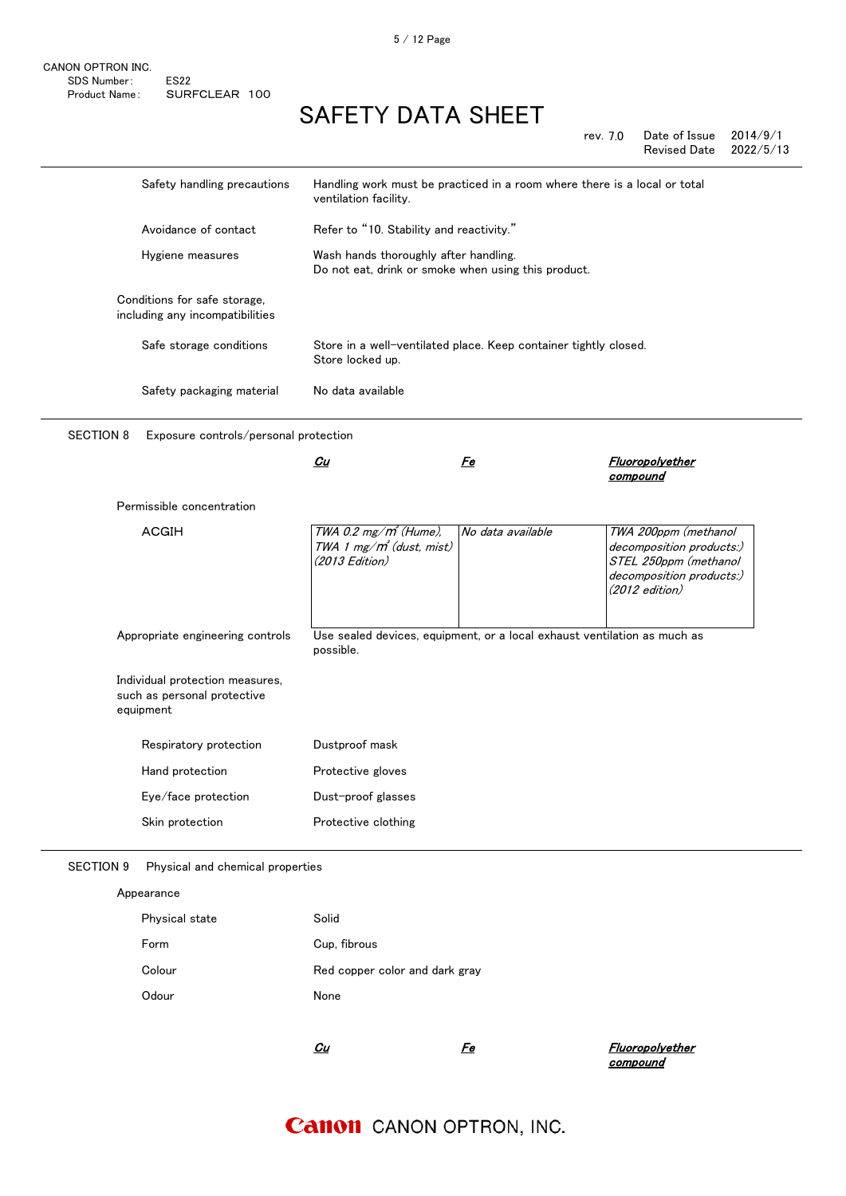| | |
|---|---|
| Safety handling precautions | Handling work must be practiced in a room where there is a local or total ventilation facility. |
| Avoidance of contact | Refer to "10. Stability and reactivity." |
| Hygiene measures | Wash hands thoroughly after handling.<br>Do not eat, drink or smoke when using this product. |

Conditions for safe storage, including any incompatibilities

| | |
|---|---|
| Safe storage conditions | Store in a well-ventilated place. Keep container tightly closed.<br>Store locked up. |
| Safety packaging material | No data available |

## SECTION 8 Exposure controls/personal protection

Permissible concentration

| | ***Cu*** | ***Fe*** | ***Fluoropolyether compound*** |
|---|---|---|---|
| ACGIH | *TWA 0.2 mg/m³ (Hume),*<br>*TWA 1 mg/m³ (dust, mist)*<br>*(2013 Edition)* | *No data available* | *TWA 200ppm (methanol decomposition products:)*<br>*STEL 250ppm (methanol decomposition products:)*<br>*(2012 edition)* |

| | |
|---|---|
| Appropriate engineering controls | Use sealed devices, equipment, or a local exhaust ventilation as much as possible. |

Individual protection measures, such as personal protective equipment

| | |
|---|---|
| Respiratory protection | Dustproof mask |
| Hand protection | Protective gloves |
| Eye/face protection | Dust-proof glasses |
| Skin protection | Protective clothing |

## SECTION 9 Physical and chemical properties

Appearance

| | |
|---|---|
| Physical state | Solid |
| Form | Cup, fibrous |
| Colour | Red copper color and dark gray |
| Odour | None |

| ***Cu*** | ***Fe*** | ***Fluoropolyether compound*** |
|---|---|---|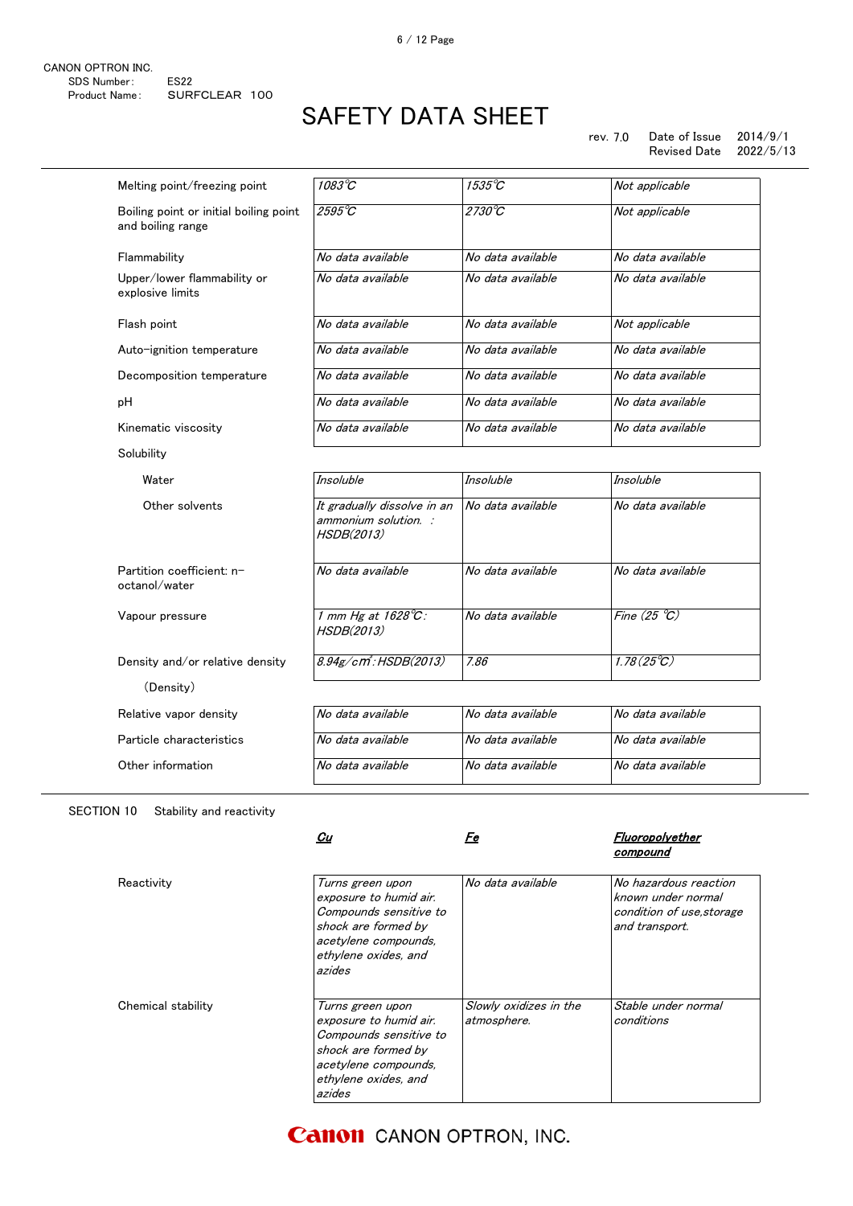| Melting point/freezing point | 1083℃ | 1535℃ | Not applicable |
|---|---|---|---|
| Boiling point or initial boiling point and boiling range | 2595℃ | 2730℃ | Not applicable |
| Flammability | No data available | No data available | No data available |
| Upper/lower flammability or explosive limits | No data available | No data available | No data available |
| Flash point | No data available | No data available | Not applicable |
| Auto-ignition temperature | No data available | No data available | No data available |
| Decomposition temperature | No data available | No data available | No data available |
| pH | No data available | No data available | No data available |
| Kinematic viscosity | No data available | No data available | No data available |
| Solubility | | | |
| Water | Insoluble | Insoluble | Insoluble |
| Other solvents | It gradually dissolve in an ammonium solution. : HSDB(2013) | No data available | No data available |
| Partition coefficient: n-octanol/water | No data available | No data available | No data available |
| Vapour pressure | 1 mm Hg at 1628℃: HSDB(2013) | No data available | Fine (25 ℃) |
| Density and/or relative density (Density) | 8.94g/$cm^3$: HSDB(2013) | 7.86 | 1.78(25℃) |
| Relative vapor density | No data available | No data available | No data available |
| Particle characteristics | No data available | No data available | No data available |
| Other information | No data available | No data available | No data available |

SECTION 10 Stability and reactivity

| | Cu | Fe | Fluoropolyether compound |
|---|---|---|---|
| Reactivity | Turns green upon exposure to humid air. Compounds sensitive to shock are formed by acetylene compounds, ethylene oxides, and azides | No data available | No hazardous reaction known under normal condition of use,storage and transport. |
| Chemical stability | Turns green upon exposure to humid air. Compounds sensitive to shock are formed by acetylene compounds, ethylene oxides, and azides | Slowly oxidizes in the atmosphere. | Stable under normal conditions |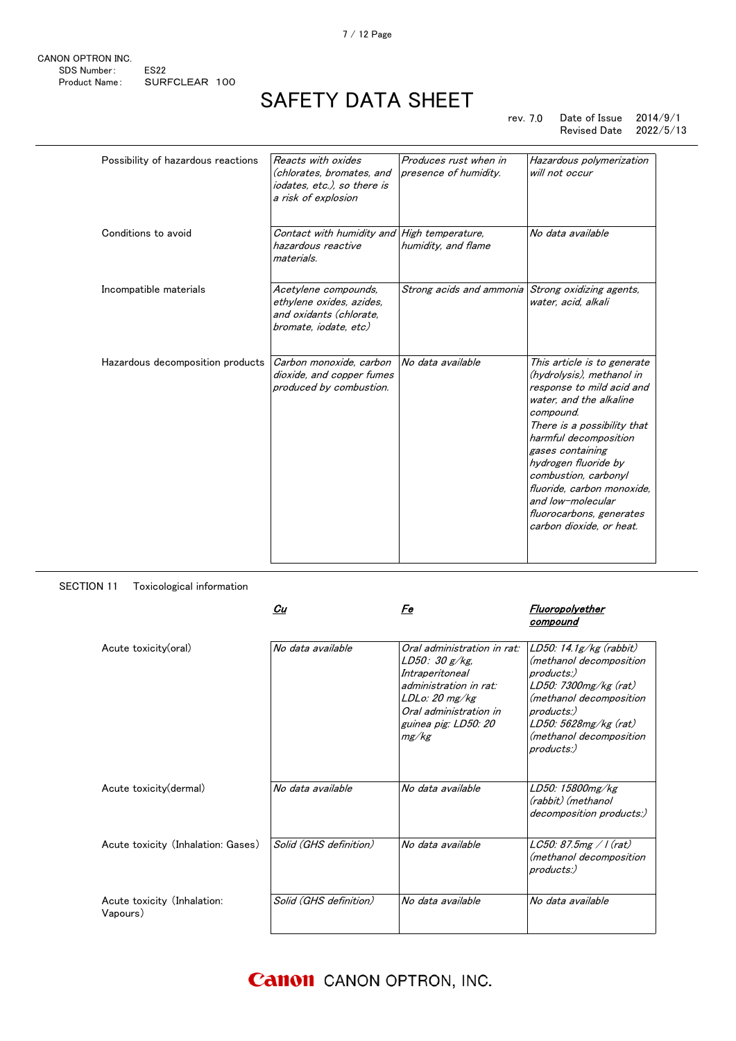CANON OPTRON INC.
SDS Number: ES22
Product Name: SURFCLEAR 100

# SAFETY DATA SHEET

rev. 7.0 Date of Issue 2014/9/1
Revised Date 2022/5/13

| | | | |
|---|---|---|---|
| Possibility of hazardous reactions | *Reacts with oxides (chlorates, bromates, and iodates, etc.), so there is a risk of explosion* | *Produces rust when in presence of humidity.* | *Hazardous polymerization will not occur* |
| Conditions to avoid | *Contact with humidity and hazardous reactive materials.* | *High temperature, humidity, and flame* | *No data available* |
| Incompatible materials | *Acetylene compounds, ethylene oxides, azides, and oxidants (chlorate, bromate, iodate, etc)* | *Strong acids and ammonia* | *Strong oxidizing agents, water, acid, alkali* |
| Hazardous decomposition products | *Carbon monoxide, carbon dioxide, and copper fumes produced by combustion.* | *No data available* | *This article is to generate (hydrolysis), methanol in response to mild acid and water, and the alkaline compound.* *There is a possibility that harmful decomposition gases containing hydrogen fluoride by combustion, carbonyl fluoride, carbon monoxide, and low-molecular fluorocarbons, generates carbon dioxide, or heat.* |

## SECTION 11 Toxicological information

| | ***Cu*** | ***Fe*** | ***Fluoropolyether compound*** |
|---|---|---|---|
| Acute toxicity(oral) | *No data available* | *Oral administration in rat: LD50: 30 g/kg, Intraperitoneal administration in rat: LDLo: 20 mg/kg Oral administration in guinea pig: LD50: 20 mg/kg* | *LD50: 14.1g/kg (rabbit) (methanol decomposition products:) LD50: 7300mg/kg (rat) (methanol decomposition products:) LD50: 5628mg/kg (rat) (methanol decomposition products:)* |
| Acute toxicity(dermal) | *No data available* | *No data available* | *LD50: 15800mg/kg (rabbit) (methanol decomposition products:)* |
| Acute toxicity (Inhalation: Gases) | *Solid (GHS definition)* | *No data available* | *LC50: 87.5mg / l (rat) (methanol decomposition products:)* |
| Acute toxicity (Inhalation: Vapours) | *Solid (GHS definition)* | *No data available* | *No data available* |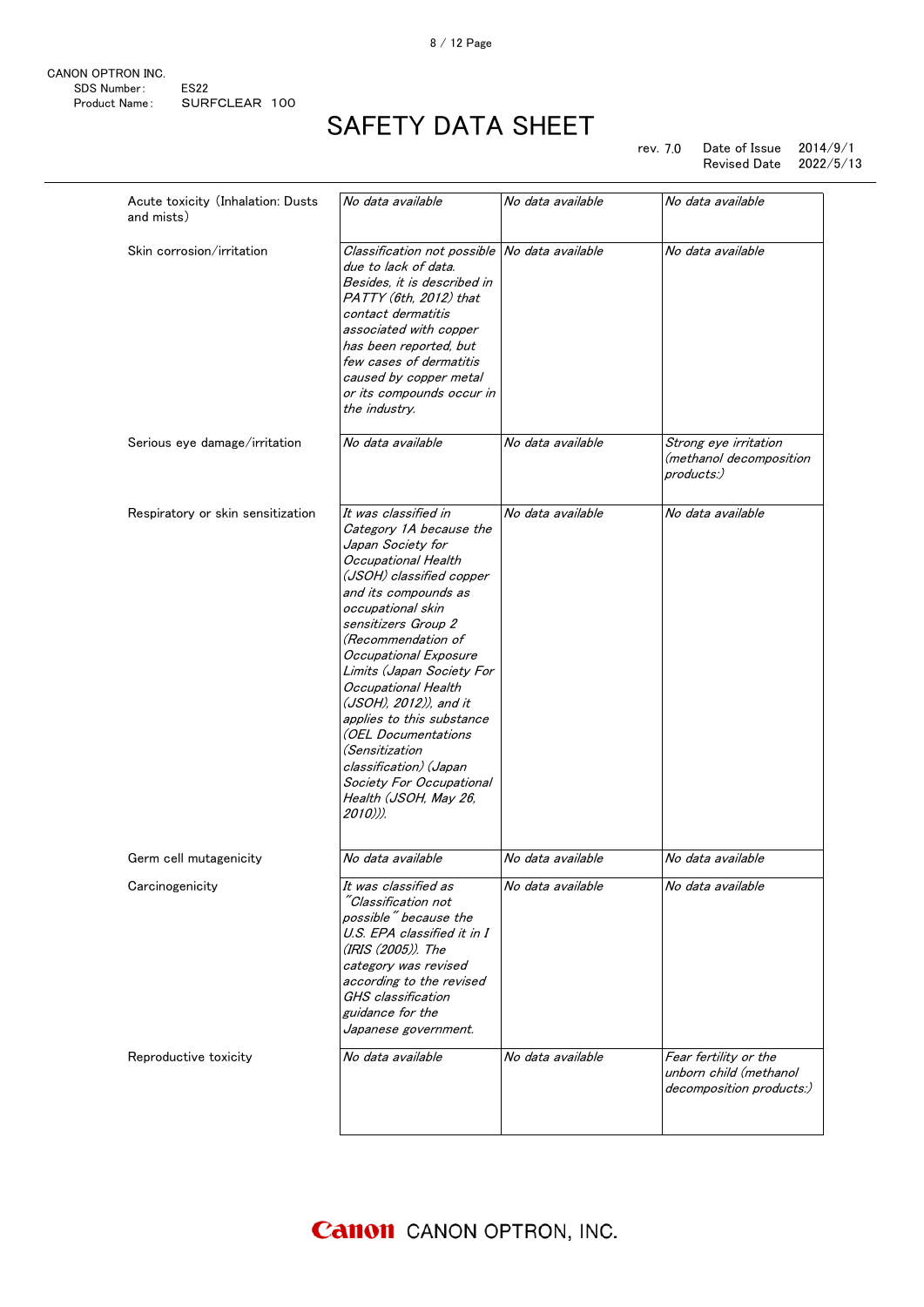CANON OPTRON INC.
SDS Number: ES22
Product Name: SURFCLEAR 100

# SAFETY DATA SHEET

rev. 7.0 Date of Issue 2014/9/1
Revised Date 2022/5/13

| | | | |
|---|---|---|---|
| Acute toxicity (Inhalation: Dusts and mists) | *No data available* | *No data available* | *No data available* |
| Skin corrosion/irritation | *Classification not possible due to lack of data. Besides, it is described in PATTY (6th, 2012) that contact dermatitis associated with copper has been reported, but few cases of dermatitis caused by copper metal or its compounds occur in the industry.* | *No data available* | *No data available* |
| Serious eye damage/irritation | *No data available* | *No data available* | *Strong eye irritation (methanol decomposition products:)* |
| Respiratory or skin sensitization | *It was classified in Category 1A because the Japan Society for Occupational Health (JSOH) classified copper and its compounds as occupational skin sensitizers Group 2 (Recommendation of Occupational Exposure Limits (Japan Society For Occupational Health (JSOH), 2012)), and it applies to this substance (OEL Documentations (Sensitization classification) (Japan Society For Occupational Health (JSOH, May 26, 2010))).* | *No data available* | *No data available* |
| Germ cell mutagenicity | *No data available* | *No data available* | *No data available* |
| Carcinogenicity | *It was classified as "Classification not possible" because the U.S. EPA classified it in I (IRIS (2005)). The category was revised according to the revised GHS classification guidance for the Japanese government.* | *No data available* | *No data available* |
| Reproductive toxicity | *No data available* | *No data available* | *Fear fertility or the unborn child (methanol decomposition products:)* |

CANON OPTRON, INC.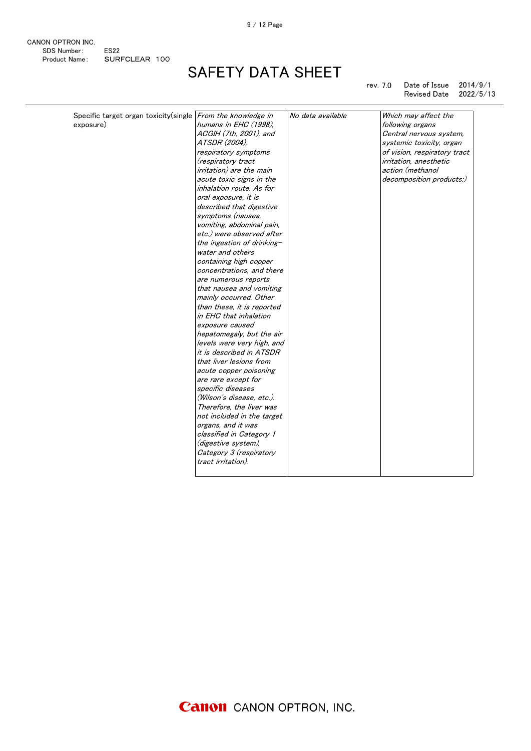# SAFETY DATA SHEET

| | | | |
|---|---|---|---|
| Specific target organ toxicity(single exposure) | *From the knowledge in humans in EHC (1998), ACGIH (7th, 2001), and ATSDR (2004), respiratory symptoms (respiratory tract irritation) are the main acute toxic signs in the inhalation route. As for oral exposure, it is described that digestive symptoms (nausea, vomiting, abdominal pain, etc.) were observed after the ingestion of drinking-water and others containing high copper concentrations, and there are numerous reports that nausea and vomiting mainly occurred. Other than these, it is reported in EHC that inhalation exposure caused hepatomegaly, but the air levels were very high, and it is described in ATSDR that liver lesions from acute copper poisoning are rare except for specific diseases (Wilson's disease, etc.). Therefore, the liver was not included in the target organs, and it was classified in Category 1 (digestive system), Category 3 (respiratory tract irritation).* | *No data available* | *Which may affect the following organs Central nervous system, systemic toxicity, organ of vision, respiratory tract irritation, anesthetic action (methanol decomposition products:)* |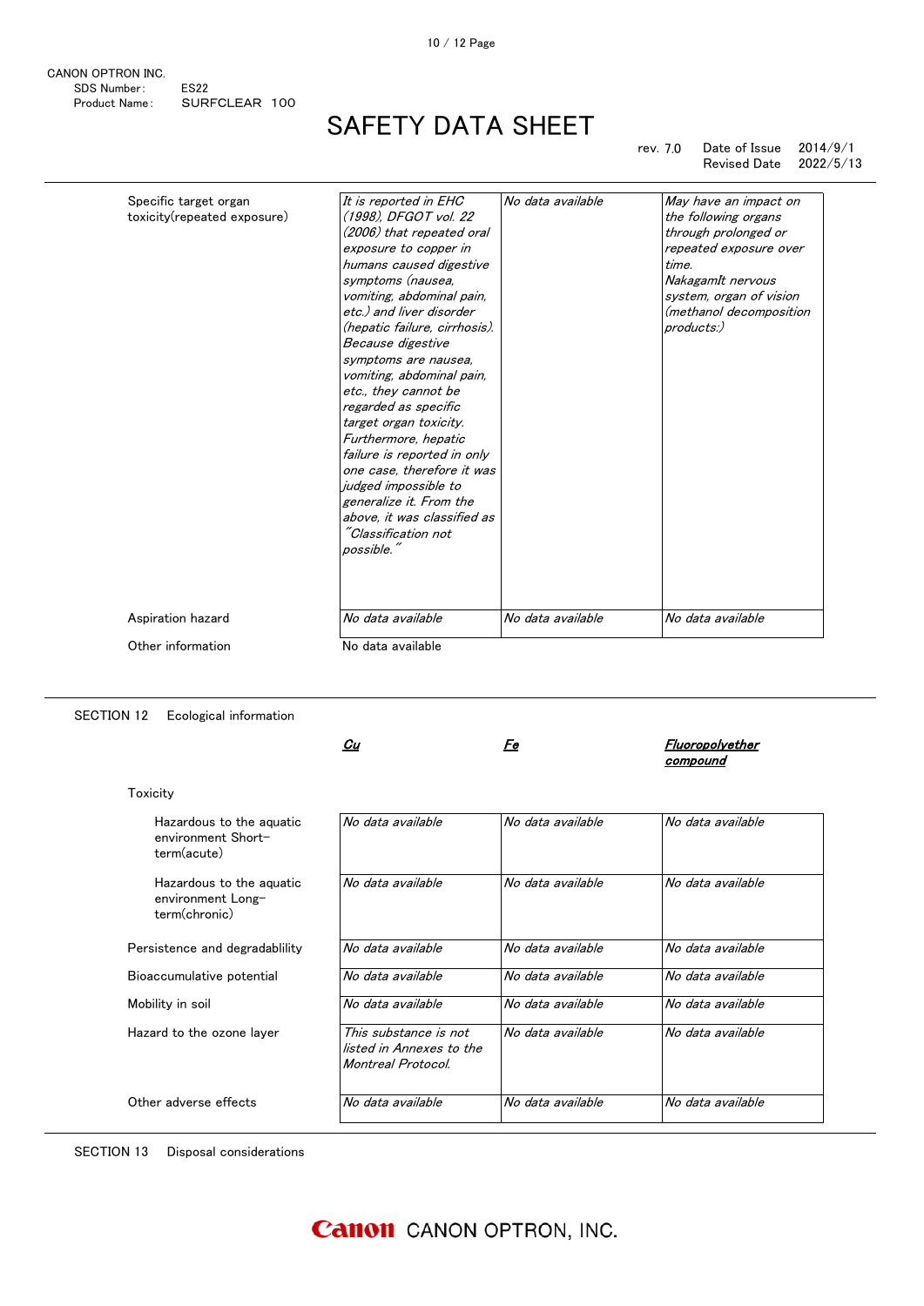CANON OPTRON INC.
SDS Number: ES22
Product Name: SURFCLEAR 100

# SAFETY DATA SHEET

rev. 7.0 Date of Issue 2014/9/1
Revised Date 2022/5/13

| | | | |
|---|---|---|---|
| Specific target organ toxicity(repeated exposure) | *It is reported in EHC (1998), DFGOT vol. 22 (2006) that repeated oral exposure to copper in humans caused digestive symptoms (nausea, vomiting, abdominal pain, etc.) and liver disorder (hepatic failure, cirrhosis). Because digestive symptoms are nausea, vomiting, abdominal pain, etc., they cannot be regarded as specific target organ toxicity. Furthermore, hepatic failure is reported in only one case, therefore it was judged impossible to generalize it. From the above, it was classified as "Classification not possible."* | *No data available* | *May have an impact on the following organs through prolonged or repeated exposure over time. NakagamIt nervous system, organ of vision (methanol decomposition products:)* |
| Aspiration hazard | *No data available* | *No data available* | *No data available* |
| Other information | No data available | | |

## SECTION 12 Ecological information

| | ***Cu*** | ***Fe*** | ***Fluoropolyether compound*** |
|---|---|---|---|
| Toxicity | | | |
| Hazardous to the aquatic environment Short-term(acute) | *No data available* | *No data available* | *No data available* |
| Hazardous to the aquatic environment Long-term(chronic) | *No data available* | *No data available* | *No data available* |
| Persistence and degradablility | *No data available* | *No data available* | *No data available* |
| Bioaccumulative potential | *No data available* | *No data available* | *No data available* |
| Mobility in soil | *No data available* | *No data available* | *No data available* |
| Hazard to the ozone layer | *This substance is not listed in Annexes to the Montreal Protocol.* | *No data available* | *No data available* |
| Other adverse effects | *No data available* | *No data available* | *No data available* |

## SECTION 13 Disposal considerations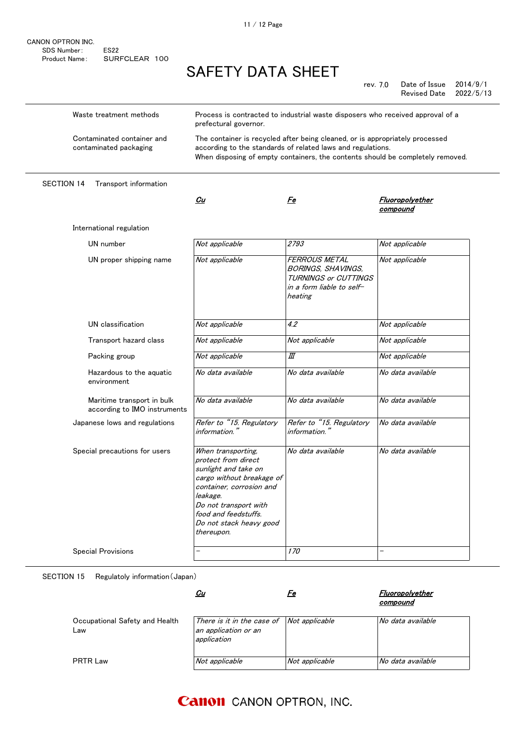| | |
|---|---|
| Waste treatment methods | Process is contracted to industrial waste disposers who received approval of a prefectural governor. |
| Contaminated container and contaminated packaging | The container is recycled after being cleaned, or is appropriately processed according to the standards of related laws and regulations. When disposing of empty containers, the contents should be completely removed. |

## SECTION 14 Transport information

| | *Cu* | *Fe* | *Fluoropolyether compound* |
|---|---|---|---|
| International regulation | | | |
| UN number | *Not applicable* | *2793* | *Not applicable* |
| UN proper shipping name | *Not applicable* | *FERROUS METAL BORINGS, SHAVINGS, TURNINGS or CUTTINGS in a form liable to self-heating* | *Not applicable* |
| UN classification | *Not applicable* | *4.2* | *Not applicable* |
| Transport hazard class | *Not applicable* | *Not applicable* | *Not applicable* |
| Packing group | *Not applicable* | *Ⅲ* | *Not applicable* |
| Hazardous to the aquatic environment | *No data available* | *No data available* | *No data available* |
| Maritime transport in bulk according to IMO instruments | *No data available* | *No data available* | *No data available* |
| Japanese lows and regulations | *Refer to "15. Regulatory information."* | *Refer to "15. Regulatory information."* | *No data available* |
| Special precautions for users | *When transporting, protect from direct sunlight and take on cargo without breakage of container, corrosion and leakage. Do not transport with food and feedstuffs. Do not stack heavy good thereupon.* | *No data available* | *No data available* |
| Special Provisions | – | *170* | – |

## SECTION 15 Regulatoly information（Japan）

| | *Cu* | *Fe* | *Fluoropolyether compound* |
|---|---|---|---|
| Occupational Safety and Health Law | *There is it in the case of an application or an application* | *Not applicable* | *No data available* |
| PRTR Law | *Not applicable* | *Not applicable* | *No data available* |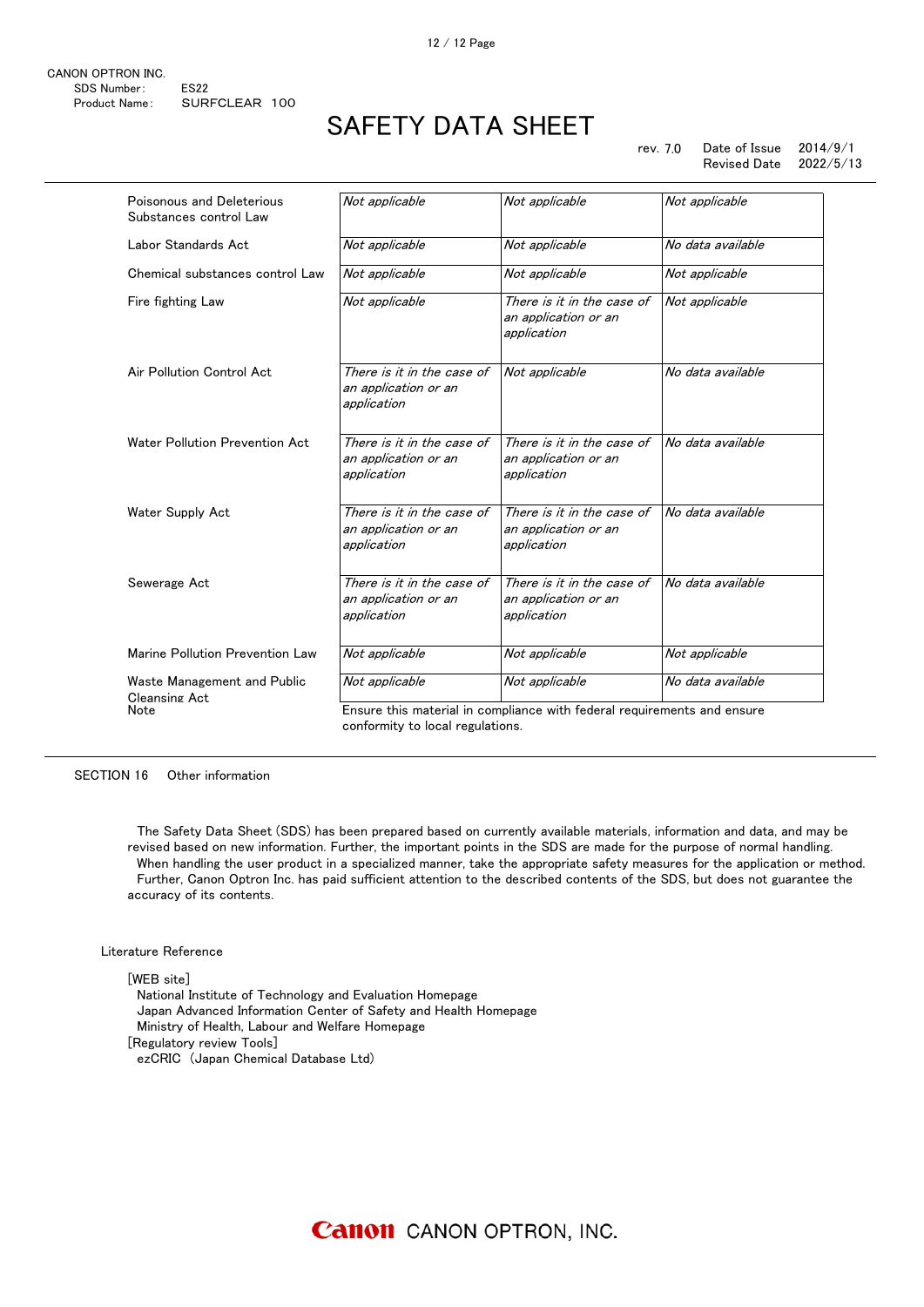CANON OPTRON INC.
SDS Number: ES22
Product Name: SURFCLEAR 100

# SAFETY DATA SHEET

rev. 7.0 Date of Issue 2014/9/1
Revised Date 2022/5/13

| | | | |
|---|---|---|---|
| Poisonous and Deleterious Substances control Law | *Not applicable* | *Not applicable* | *Not applicable* |
| Labor Standards Act | *Not applicable* | *Not applicable* | *No data available* |
| Chemical substances control Law | *Not applicable* | *Not applicable* | *Not applicable* |
| Fire fighting Law | *Not applicable* | *There is it in the case of an application or an application* | *Not applicable* |
| Air Pollution Control Act | *There is it in the case of an application or an application* | *Not applicable* | *No data available* |
| Water Pollution Prevention Act | *There is it in the case of an application or an application* | *There is it in the case of an application or an application* | *No data available* |
| Water Supply Act | *There is it in the case of an application or an application* | *There is it in the case of an application or an application* | *No data available* |
| Sewerage Act | *There is it in the case of an application or an application* | *There is it in the case of an application or an application* | *No data available* |
| Marine Pollution Prevention Law | *Not applicable* | *Not applicable* | *Not applicable* |
| Waste Management and Public Cleansing Act | *Not applicable* | *Not applicable* | *No data available* |

Note: Ensure this material in compliance with federal requirements and ensure conformity to local regulations.

## SECTION 16 Other information

The Safety Data Sheet (SDS) has been prepared based on currently available materials, information and data, and may be revised based on new information. Further, the important points in the SDS are made for the purpose of normal handling.
When handling the user product in a specialized manner, take the appropriate safety measures for the application or method.
Further, Canon Optron Inc. has paid sufficient attention to the described contents of the SDS, but does not guarantee the accuracy of its contents.

### Literature Reference

[WEB site]
National Institute of Technology and Evaluation Homepage
Japan Advanced Information Center of Safety and Health Homepage
Ministry of Health, Labour and Welfare Homepage
[Regulatory review Tools]
ezCRIC（Japan Chemical Database Ltd）

Canon CANON OPTRON, INC.